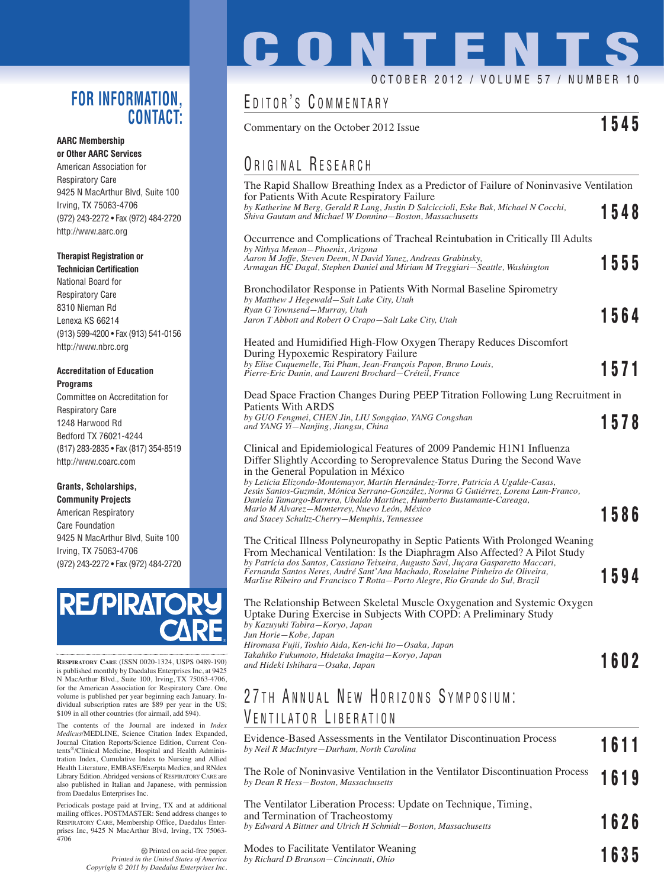# CONTENTS

OCTOBER 2012 / VOLUME 57 / NUMBER 10

## EDITOR'S COMMENTARY

Commentary on the October 2012 Issue **1545**

## ORIGINAL RESEARCH

The Rapid Shallow Breathing Index as a Predictor of Failure of Noninvasive Ventilation for Patients With Acute Respiratory Failure
*by Katherine M Berg, Gerald R Lang, Justin D Salciccioli, Eske Bak, Michael N Cocchi, Shiva Gautam and Michael W Donnino—Boston, Massachusetts* **1548**

Occurrence and Complications of Tracheal Reintubation in Critically Ill Adults
*by Nithya Menon—Phoenix, Arizona*
*Aaron M Joffe, Steven Deem, N David Yanez, Andreas Grabinsky, Armagan HC Dagal, Stephen Daniel and Miriam M Treggiari—Seattle, Washington* **1555**

Bronchodilator Response in Patients With Normal Baseline Spirometry
*by Matthew J Hegewald—Salt Lake City, Utah*
*Ryan G Townsend—Murray, Utah*
*Jaron T Abbott and Robert O Crapo—Salt Lake City, Utah* **1564**

Heated and Humidified High-Flow Oxygen Therapy Reduces Discomfort During Hypoxemic Respiratory Failure
*by Elise Cuquemelle, Tai Pham, Jean-François Papon, Bruno Louis, Pierre-Eric Danin, and Laurent Brochard—Créteil, France* **1571**

Dead Space Fraction Changes During PEEP Titration Following Lung Recruitment in Patients With ARDS
*by GUO Fengmei, CHEN Jin, LIU Songqiao, YANG Congshan and YANG Yi—Nanjing, Jiangsu, China* **1578**

Clinical and Epidemiological Features of 2009 Pandemic H1N1 Influenza Differ Slightly According to Seroprevalence Status During the Second Wave in the General Population in México
*by Leticia Elizondo-Montemayor, Martín Hernández-Torre, Patricia A Ugalde-Casas, Jesús Santos-Guzmán, Mónica Serrano-González, Norma G Gutiérrez, Lorena Lam-Franco, Daniela Tamargo-Barrera, Ubaldo Martínez, Humberto Bustamante-Careaga, Mario M Alvarez—Monterrey, Nuevo León, México and Stacey Schultz-Cherry—Memphis, Tennessee* **1586**

The Critical Illness Polyneuropathy in Septic Patients With Prolonged Weaning From Mechanical Ventilation: Is the Diaphragm Also Affected? A Pilot Study
*by Patrícia dos Santos, Cassiano Teixeira, Augusto Savi, Juçara Gasparetto Maccari, Fernanda Santos Neres, André Sant'Ana Machado, Roselaine Pinheiro de Oliveira, Marlise Ribeiro and Francisco T Rotta—Porto Alegre, Rio Grande do Sul, Brazil* **1594**

The Relationship Between Skeletal Muscle Oxygenation and Systemic Oxygen Uptake During Exercise in Subjects With COPD: A Preliminary Study
*by Kazuyuki Tabira—Koryo, Japan*
*Jun Horie—Kobe, Japan*
*Hiromasa Fujii, Toshio Aida, Ken-ichi Ito—Osaka, Japan*
*Takahiko Fukumoto, Hidetaka Imagita—Koryo, Japan*
*and Hideki Ishihara—Osaka, Japan* **1602**

## 27TH ANNUAL NEW HORIZONS SYMPOSIUM: VENTILATOR LIBERATION

Evidence-Based Assessments in the Ventilator Discontinuation Process
*by Neil R MacIntyre—Durham, North Carolina* **1611**

The Role of Noninvasive Ventilation in the Ventilator Discontinuation Process
*by Dean R Hess—Boston, Massachusetts* **1619**

The Ventilator Liberation Process: Update on Technique, Timing, and Termination of Tracheostomy
*by Edward A Bittner and Ulrich H Schmidt—Boston, Massachusetts* **1626**

Modes to Facilitate Ventilator Weaning
*by Richard D Branson—Cincinnati, Ohio* **1635**

---

## FOR INFORMATION, CONTACT:

**AARC Membership or Other AARC Services**
American Association for Respiratory Care
9425 N MacArthur Blvd, Suite 100
Irving, TX 75063-4706
(972) 243-2272 • Fax (972) 484-2720
http://www.aarc.org

**Therapist Registration or Technician Certification**
National Board for Respiratory Care
8310 Nieman Rd
Lenexa KS 66214
(913) 599-4200 • Fax (913) 541-0156
http://www.nbrc.org

**Accreditation of Education Programs**
Committee on Accreditation for Respiratory Care
1248 Harwood Rd
Bedford TX 76021-4244
(817) 283-2835 • Fax (817) 354-8519
http://www.coarc.com

**Grants, Scholarships, Community Projects**
American Respiratory Care Foundation
9425 N MacArthur Blvd, Suite 100
Irving, TX 75063-4706
(972) 243-2272 • Fax (972) 484-2720

RESPIRATORY CARE

RESPIRATORY CARE (ISSN 0020-1324, USPS 0489-190) is published monthly by Daedalus Enterprises Inc, at 9425 N MacArthur Blvd., Suite 100, Irving, TX 75063-4706, for the American Association for Respiratory Care. One volume is published per year beginning each January. Individual subscription rates are $89 per year in the US; $109 in all other countries (for airmail, add $94).

The contents of the Journal are indexed in *Index Medicus*/MEDLINE, Science Citation Index Expanded, Journal Citation Reports/Science Edition, Current Contents®/Clinical Medicine, Hospital and Health Administration Index, Cumulative Index to Nursing and Allied Health Literature, EMBASE/Exerpta Medica, and RNdex Library Edition. Abridged versions of RESPIRATORY CARE are also published in Italian and Japanese, with permission from Daedalus Enterprises Inc.

Periodicals postage paid at Irving, TX and at additional mailing offices. POSTMASTER: Send address changes to RESPIRATORY CARE, Membership Office, Daedalus Enterprises Inc, 9425 N MacArthur Blvd, Irving, TX 75063-4706

Printed on acid-free paper.
*Printed in the United States of America*
*Copyright © 2011 by Daedalus Enterprises Inc.*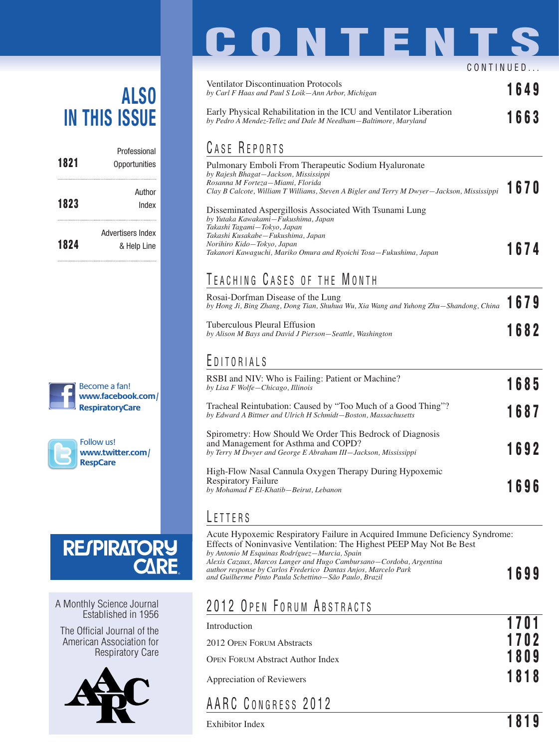# CONTENTS

CONTINUED...

Ventilator Discontinuation Protocols
*by Carl F Haas and Paul S Loik—Ann Arbor, Michigan* **1649**

Early Physical Rehabilitation in the ICU and Ventilator Liberation
*by Pedro A Mendez-Tellez and Dale M Needham—Baltimore, Maryland* **1663**

## Case Reports

Pulmonary Emboli From Therapeutic Sodium Hyaluronate
*by Rajesh Bhagat—Jackson, Mississippi*
*Rosanna M Forteza—Miami, Florida*
*Clay B Calcote, William T Williams, Steven A Bigler and Terry M Dwyer—Jackson, Mississippi* **1670**

Disseminated Aspergillosis Associated With Tsunami Lung
*by Yutaka Kawakami—Fukushima, Japan*
*Takashi Tagami—Tokyo, Japan*
*Takashi Kusakabe—Fukushima, Japan*
*Norihiro Kido—Tokyo, Japan*
*Takanori Kawaguchi, Mariko Omura and Ryoichi Tosa—Fukushima, Japan* **1674**

## Teaching Cases of the Month

Rosai-Dorfman Disease of the Lung
*by Hong Ji, Bing Zhang, Dong Tian, Shuhua Wu, Xia Wang and Yuhong Zhu—Shandong, China* **1679**

Tuberculous Pleural Effusion
*by Alison M Bays and David J Pierson—Seattle, Washington* **1682**

## Editorials

RSBI and NIV: Who is Failing: Patient or Machine?
*by Lisa F Wolfe—Chicago, Illinois* **1685**

Tracheal Reintubation: Caused by "Too Much of a Good Thing"?
*by Edward A Bittner and Ulrich H Schmidt—Boston, Massachusetts* **1687**

Spirometry: How Should We Order This Bedrock of Diagnosis and Management for Asthma and COPD?
*by Terry M Dwyer and George E Abraham III—Jackson, Mississippi* **1692**

High-Flow Nasal Cannula Oxygen Therapy During Hypoxemic Respiratory Failure
*by Mohamad F El-Khatib—Beirut, Lebanon* **1696**

## Letters

Acute Hypoxemic Respiratory Failure in Acquired Immune Deficiency Syndrome: Effects of Noninvasive Ventilation: The Highest PEEP May Not Be Best
*by Antonio M Esquinas Rodríguez—Murcia, Spain*
*Alexis Cazaux, Marcos Langer and Hugo Cambursano—Cordoba, Argentina*
*author response by Carlos Frederico Dantas Anjos, Marcelo Park and Guilherme Pinto Paula Schettino—São Paulo, Brazil* **1699**

## 2012 Open Forum Abstracts

Introduction **1701**

2012 Open Forum Abstracts **1702**

Open Forum Abstract Author Index **1809**

Appreciation of Reviewers **1818**

## AARC Congress 2012

Exhibitor Index **1819**

## ALSO IN THIS ISSUE

**1821** Professional Opportunities

**1823** Author Index

**1824** Advertisers Index & Help Line

Become a fan! www.facebook.com/RespiratoryCare

Follow us! www.twitter.com/RespCare

RESPIRATORY CARE

A Monthly Science Journal Established in 1956

The Official Journal of the American Association for Respiratory Care

AARC